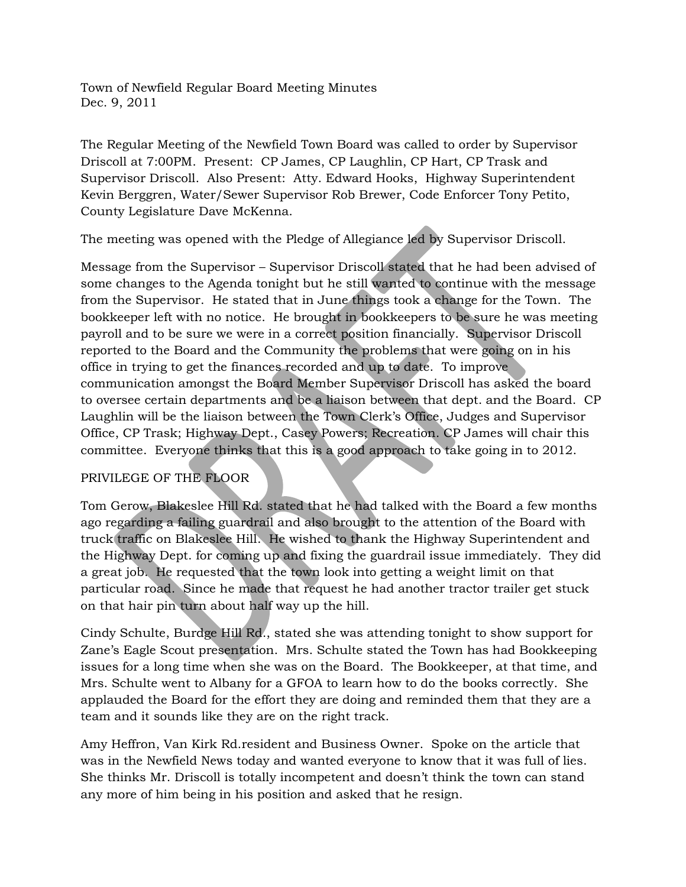Town of Newfield Regular Board Meeting Minutes
Dec. 9, 2011

The Regular Meeting of the Newfield Town Board was called to order by Supervisor Driscoll at 7:00PM. Present: CP James, CP Laughlin, CP Hart, CP Trask and Supervisor Driscoll. Also Present: Atty. Edward Hooks, Highway Superintendent Kevin Berggren, Water/Sewer Supervisor Rob Brewer, Code Enforcer Tony Petito, County Legislature Dave McKenna.

The meeting was opened with the Pledge of Allegiance led by Supervisor Driscoll.

Message from the Supervisor – Supervisor Driscoll stated that he had been advised of some changes to the Agenda tonight but he still wanted to continue with the message from the Supervisor. He stated that in June things took a change for the Town. The bookkeeper left with no notice. He brought in bookkeepers to be sure he was meeting payroll and to be sure we were in a correct position financially. Supervisor Driscoll reported to the Board and the Community the problems that were going on in his office in trying to get the finances recorded and up to date. To improve communication amongst the Board Member Supervisor Driscoll has asked the board to oversee certain departments and be a liaison between that dept. and the Board. CP Laughlin will be the liaison between the Town Clerk's Office, Judges and Supervisor Office, CP Trask; Highway Dept., Casey Powers; Recreation. CP James will chair this committee. Everyone thinks that this is a good approach to take going in to 2012.

PRIVILEGE OF THE FLOOR

Tom Gerow, Blakeslee Hill Rd. stated that he had talked with the Board a few months ago regarding a failing guardrail and also brought to the attention of the Board with truck traffic on Blakeslee Hill. He wished to thank the Highway Superintendent and the Highway Dept. for coming up and fixing the guardrail issue immediately. They did a great job. He requested that the town look into getting a weight limit on that particular road. Since he made that request he had another tractor trailer get stuck on that hair pin turn about half way up the hill.

Cindy Schulte, Burdge Hill Rd., stated she was attending tonight to show support for Zane's Eagle Scout presentation. Mrs. Schulte stated the Town has had Bookkeeping issues for a long time when she was on the Board. The Bookkeeper, at that time, and Mrs. Schulte went to Albany for a GFOA to learn how to do the books correctly. She applauded the Board for the effort they are doing and reminded them that they are a team and it sounds like they are on the right track.

Amy Heffron, Van Kirk Rd.resident and Business Owner. Spoke on the article that was in the Newfield News today and wanted everyone to know that it was full of lies. She thinks Mr. Driscoll is totally incompetent and doesn't think the town can stand any more of him being in his position and asked that he resign.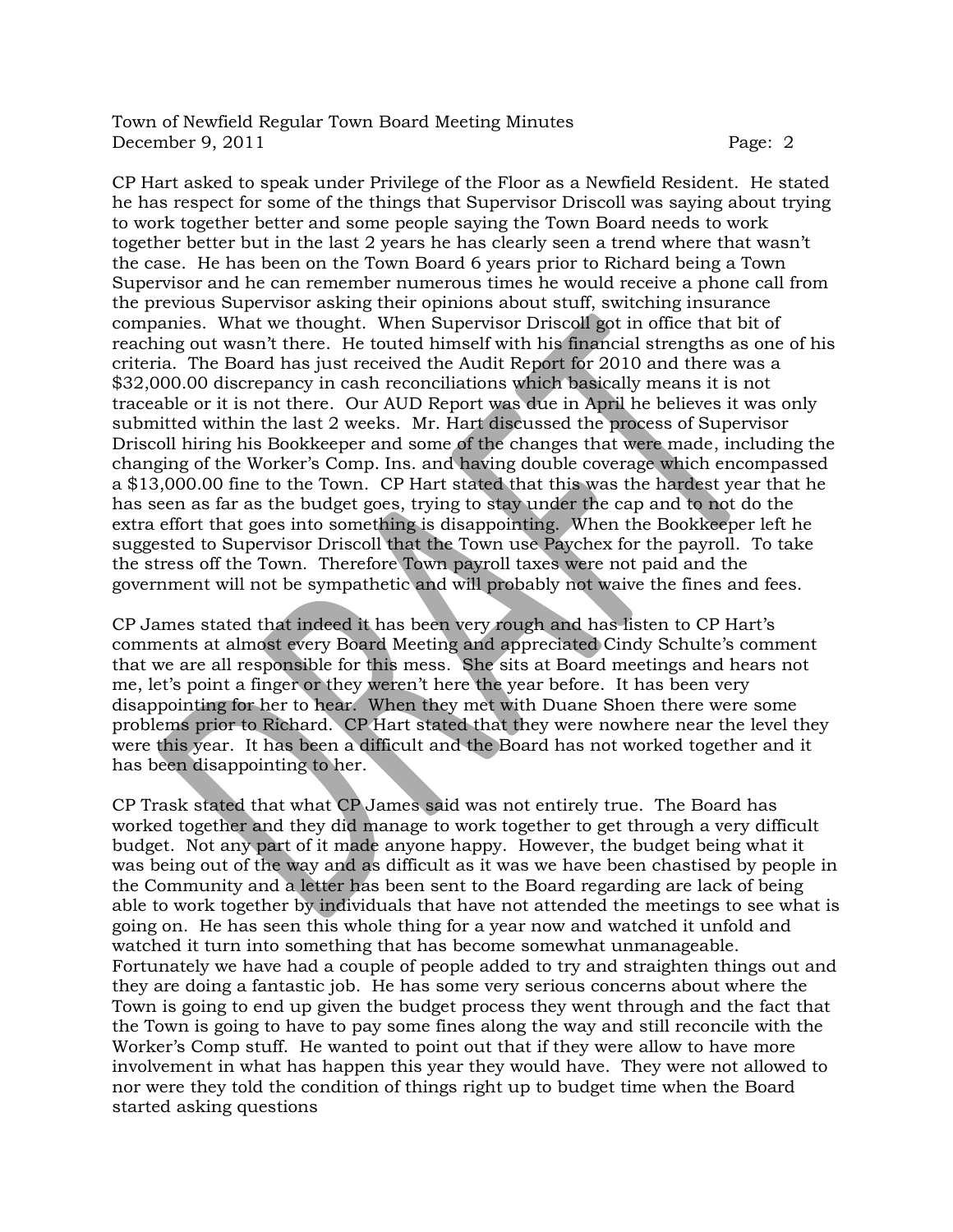CP Hart asked to speak under Privilege of the Floor as a Newfield Resident. He stated he has respect for some of the things that Supervisor Driscoll was saying about trying to work together better and some people saying the Town Board needs to work together better but in the last 2 years he has clearly seen a trend where that wasn't the case. He has been on the Town Board 6 years prior to Richard being a Town Supervisor and he can remember numerous times he would receive a phone call from the previous Supervisor asking their opinions about stuff, switching insurance companies. What we thought. When Supervisor Driscoll got in office that bit of reaching out wasn't there. He touted himself with his financial strengths as one of his criteria. The Board has just received the Audit Report for 2010 and there was a $32,000.00 discrepancy in cash reconciliations which basically means it is not traceable or it is not there. Our AUD Report was due in April he believes it was only submitted within the last 2 weeks. Mr. Hart discussed the process of Supervisor Driscoll hiring his Bookkeeper and some of the changes that were made, including the changing of the Worker's Comp. Ins. and having double coverage which encompassed a $13,000.00 fine to the Town. CP Hart stated that this was the hardest year that he has seen as far as the budget goes, trying to stay under the cap and to not do the extra effort that goes into something is disappointing. When the Bookkeeper left he suggested to Supervisor Driscoll that the Town use Paychex for the payroll. To take the stress off the Town. Therefore Town payroll taxes were not paid and the government will not be sympathetic and will probably not waive the fines and fees.

CP James stated that indeed it has been very rough and has listen to CP Hart's comments at almost every Board Meeting and appreciated Cindy Schulte's comment that we are all responsible for this mess. She sits at Board meetings and hears not me, let's point a finger or they weren't here the year before. It has been very disappointing for her to hear. When they met with Duane Shoen there were some problems prior to Richard. CP Hart stated that they were nowhere near the level they were this year. It has been a difficult and the Board has not worked together and it has been disappointing to her.

CP Trask stated that what CP James said was not entirely true. The Board has worked together and they did manage to work together to get through a very difficult budget. Not any part of it made anyone happy. However, the budget being what it was being out of the way and as difficult as it was we have been chastised by people in the Community and a letter has been sent to the Board regarding are lack of being able to work together by individuals that have not attended the meetings to see what is going on. He has seen this whole thing for a year now and watched it unfold and watched it turn into something that has become somewhat unmanageable. Fortunately we have had a couple of people added to try and straighten things out and they are doing a fantastic job. He has some very serious concerns about where the Town is going to end up given the budget process they went through and the fact that the Town is going to have to pay some fines along the way and still reconcile with the Worker's Comp stuff. He wanted to point out that if they were allow to have more involvement in what has happen this year they would have. They were not allowed to nor were they told the condition of things right up to budget time when the Board started asking questions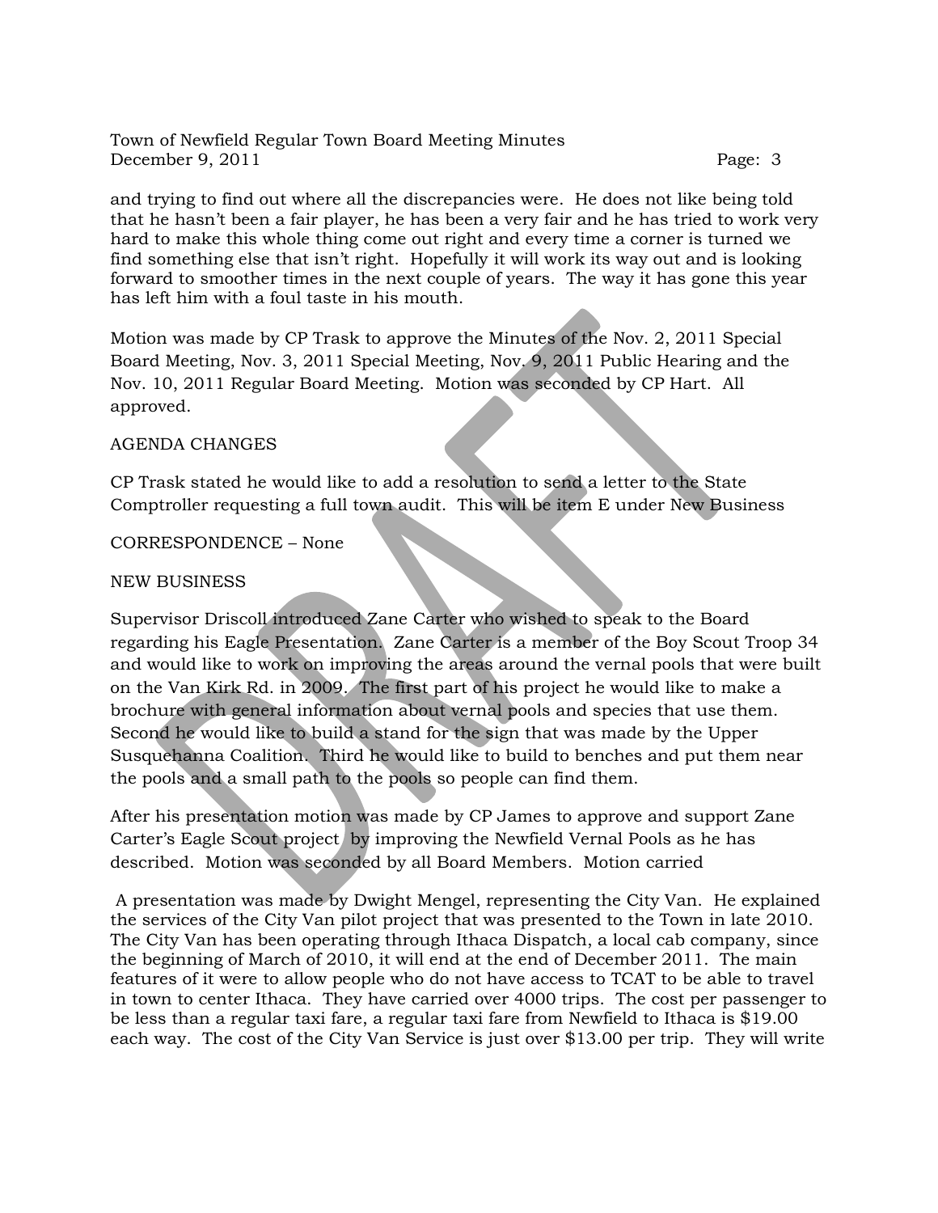and trying to find out where all the discrepancies were. He does not like being told that he hasn't been a fair player, he has been a very fair and he has tried to work very hard to make this whole thing come out right and every time a corner is turned we find something else that isn't right. Hopefully it will work its way out and is looking forward to smoother times in the next couple of years. The way it has gone this year has left him with a foul taste in his mouth.

Motion was made by CP Trask to approve the Minutes of the Nov. 2, 2011 Special Board Meeting, Nov. 3, 2011 Special Meeting, Nov. 9, 2011 Public Hearing and the Nov. 10, 2011 Regular Board Meeting. Motion was seconded by CP Hart. All approved.

AGENDA CHANGES

CP Trask stated he would like to add a resolution to send a letter to the State Comptroller requesting a full town audit. This will be item E under New Business

CORRESPONDENCE – None

NEW BUSINESS

Supervisor Driscoll introduced Zane Carter who wished to speak to the Board regarding his Eagle Presentation. Zane Carter is a member of the Boy Scout Troop 34 and would like to work on improving the areas around the vernal pools that were built on the Van Kirk Rd. in 2009. The first part of his project he would like to make a brochure with general information about vernal pools and species that use them. Second he would like to build a stand for the sign that was made by the Upper Susquehanna Coalition. Third he would like to build to benches and put them near the pools and a small path to the pools so people can find them.

After his presentation motion was made by CP James to approve and support Zane Carter's Eagle Scout project by improving the Newfield Vernal Pools as he has described. Motion was seconded by all Board Members. Motion carried

A presentation was made by Dwight Mengel, representing the City Van. He explained the services of the City Van pilot project that was presented to the Town in late 2010. The City Van has been operating through Ithaca Dispatch, a local cab company, since the beginning of March of 2010, it will end at the end of December 2011. The main features of it were to allow people who do not have access to TCAT to be able to travel in town to center Ithaca. They have carried over 4000 trips. The cost per passenger to be less than a regular taxi fare, a regular taxi fare from Newfield to Ithaca is $19.00 each way. The cost of the City Van Service is just over $13.00 per trip. They will write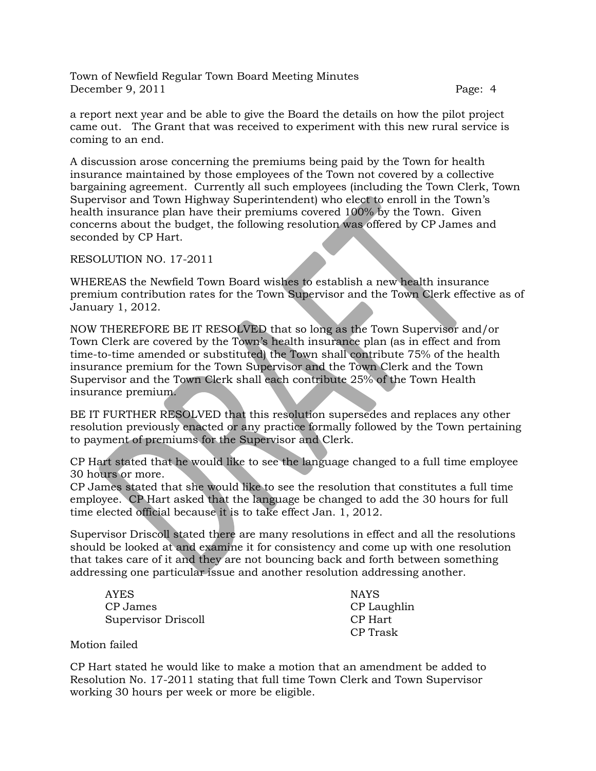a report next year and be able to give the Board the details on how the pilot project came out. The Grant that was received to experiment with this new rural service is coming to an end.

A discussion arose concerning the premiums being paid by the Town for health insurance maintained by those employees of the Town not covered by a collective bargaining agreement. Currently all such employees (including the Town Clerk, Town Supervisor and Town Highway Superintendent) who elect to enroll in the Town's health insurance plan have their premiums covered 100% by the Town. Given concerns about the budget, the following resolution was offered by CP James and seconded by CP Hart.

RESOLUTION NO. 17-2011

WHEREAS the Newfield Town Board wishes to establish a new health insurance premium contribution rates for the Town Supervisor and the Town Clerk effective as of January 1, 2012.

NOW THEREFORE BE IT RESOLVED that so long as the Town Supervisor and/or Town Clerk are covered by the Town's health insurance plan (as in effect and from time-to-time amended or substituted) the Town shall contribute 75% of the health insurance premium for the Town Supervisor and the Town Clerk and the Town Supervisor and the Town Clerk shall each contribute 25% of the Town Health insurance premium.

BE IT FURTHER RESOLVED that this resolution supersedes and replaces any other resolution previously enacted or any practice formally followed by the Town pertaining to payment of premiums for the Supervisor and Clerk.

CP Hart stated that he would like to see the language changed to a full time employee 30 hours or more.
CP James stated that she would like to see the resolution that constitutes a full time employee. CP Hart asked that the language be changed to add the 30 hours for full time elected official because it is to take effect Jan. 1, 2012.

Supervisor Driscoll stated there are many resolutions in effect and all the resolutions should be looked at and examine it for consistency and come up with one resolution that takes care of it and they are not bouncing back and forth between something addressing one particular issue and another resolution addressing another.

| AYES | NAYS |
|---|---|
| CP James | CP Laughlin |
| Supervisor Driscoll | CP Hart |
| | CP Trask |

Motion failed

CP Hart stated he would like to make a motion that an amendment be added to Resolution No. 17-2011 stating that full time Town Clerk and Town Supervisor working 30 hours per week or more be eligible.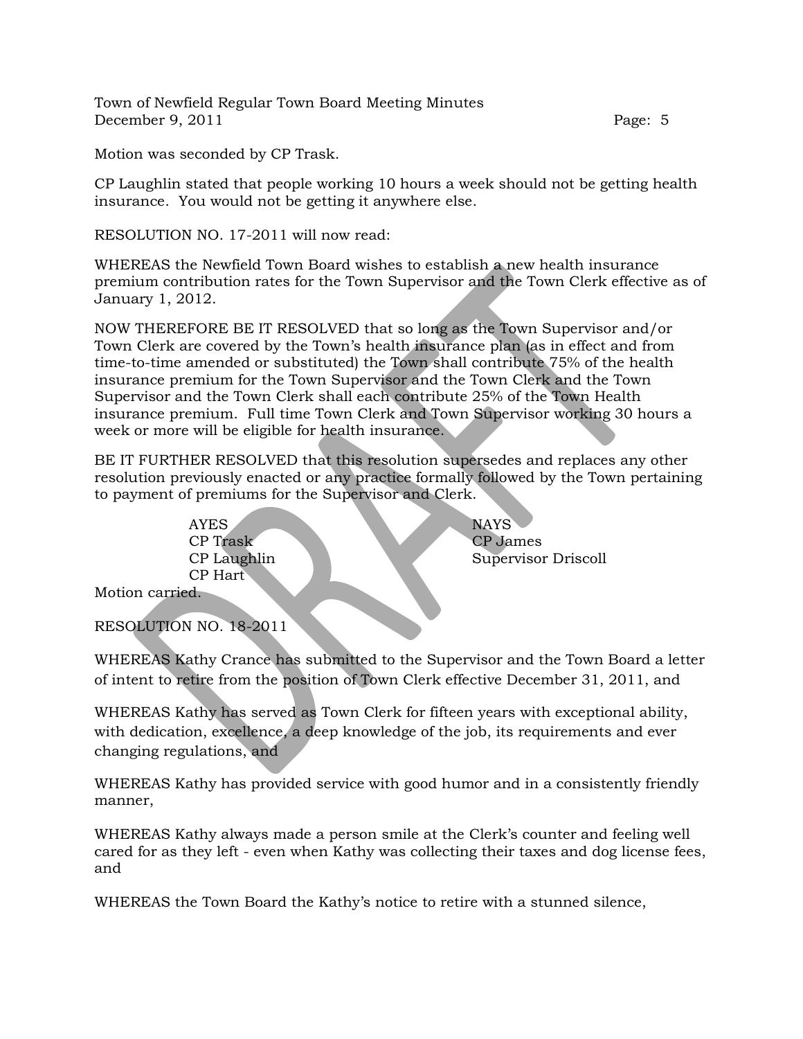Motion was seconded by CP Trask.

CP Laughlin stated that people working 10 hours a week should not be getting health insurance. You would not be getting it anywhere else.

RESOLUTION NO. 17-2011 will now read:

WHEREAS the Newfield Town Board wishes to establish a new health insurance premium contribution rates for the Town Supervisor and the Town Clerk effective as of January 1, 2012.

NOW THEREFORE BE IT RESOLVED that so long as the Town Supervisor and/or Town Clerk are covered by the Town's health insurance plan (as in effect and from time-to-time amended or substituted) the Town shall contribute 75% of the health insurance premium for the Town Supervisor and the Town Clerk and the Town Supervisor and the Town Clerk shall each contribute 25% of the Town Health insurance premium. Full time Town Clerk and Town Supervisor working 30 hours a week or more will be eligible for health insurance.

BE IT FURTHER RESOLVED that this resolution supersedes and replaces any other resolution previously enacted or any practice formally followed by the Town pertaining to payment of premiums for the Supervisor and Clerk.

| AYES | NAYS |
|---|---|
| CP Trask | CP James |
| CP Laughlin | Supervisor Driscoll |
| CP Hart | |

Motion carried.

RESOLUTION NO. 18-2011

WHEREAS Kathy Crance has submitted to the Supervisor and the Town Board a letter of intent to retire from the position of Town Clerk effective December 31, 2011, and

WHEREAS Kathy has served as Town Clerk for fifteen years with exceptional ability, with dedication, excellence, a deep knowledge of the job, its requirements and ever changing regulations, and

WHEREAS Kathy has provided service with good humor and in a consistently friendly manner,

WHEREAS Kathy always made a person smile at the Clerk's counter and feeling well cared for as they left - even when Kathy was collecting their taxes and dog license fees, and

WHEREAS the Town Board the Kathy's notice to retire with a stunned silence,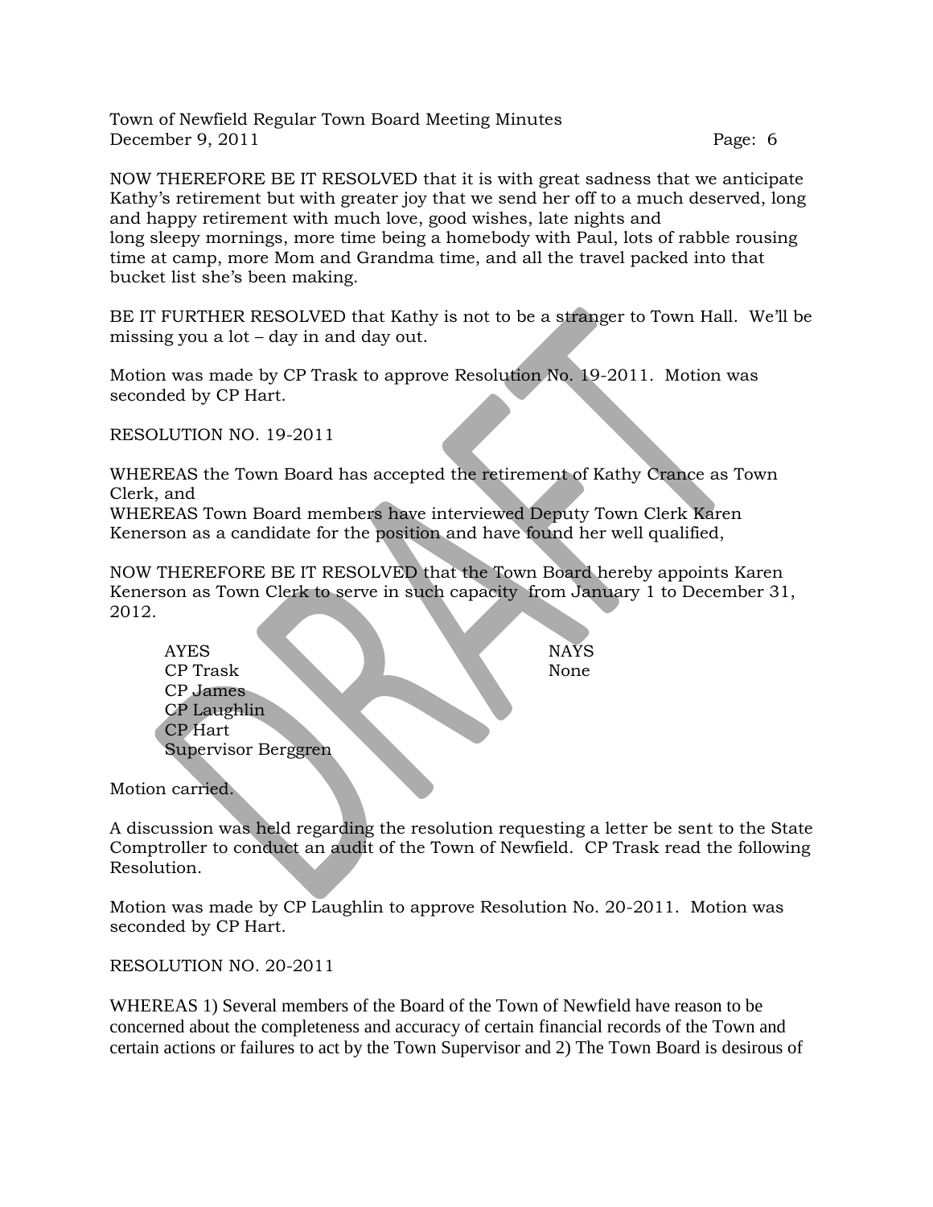NOW THEREFORE BE IT RESOLVED that it is with great sadness that we anticipate Kathy's retirement but with greater joy that we send her off to a much deserved, long and happy retirement with much love, good wishes, late nights and long sleepy mornings, more time being a homebody with Paul, lots of rabble rousing time at camp, more Mom and Grandma time, and all the travel packed into that bucket list she's been making.

BE IT FURTHER RESOLVED that Kathy is not to be a stranger to Town Hall. We'll be missing you a lot – day in and day out.

Motion was made by CP Trask to approve Resolution No. 19-2011. Motion was seconded by CP Hart.

RESOLUTION NO. 19-2011

WHEREAS the Town Board has accepted the retirement of Kathy Crance as Town Clerk, and
WHEREAS Town Board members have interviewed Deputy Town Clerk Karen Kenerson as a candidate for the position and have found her well qualified,

NOW THEREFORE BE IT RESOLVED that the Town Board hereby appoints Karen Kenerson as Town Clerk to serve in such capacity from January 1 to December 31, 2012.

| AYES | NAYS |
|---|---|
| CP Trask | None |
| CP James | |
| CP Laughlin | |
| CP Hart | |
| Supervisor Berggren | |

Motion carried.

A discussion was held regarding the resolution requesting a letter be sent to the State Comptroller to conduct an audit of the Town of Newfield. CP Trask read the following Resolution.

Motion was made by CP Laughlin to approve Resolution No. 20-2011. Motion was seconded by CP Hart.

RESOLUTION NO. 20-2011

WHEREAS 1) Several members of the Board of the Town of Newfield have reason to be concerned about the completeness and accuracy of certain financial records of the Town and certain actions or failures to act by the Town Supervisor and 2) The Town Board is desirous of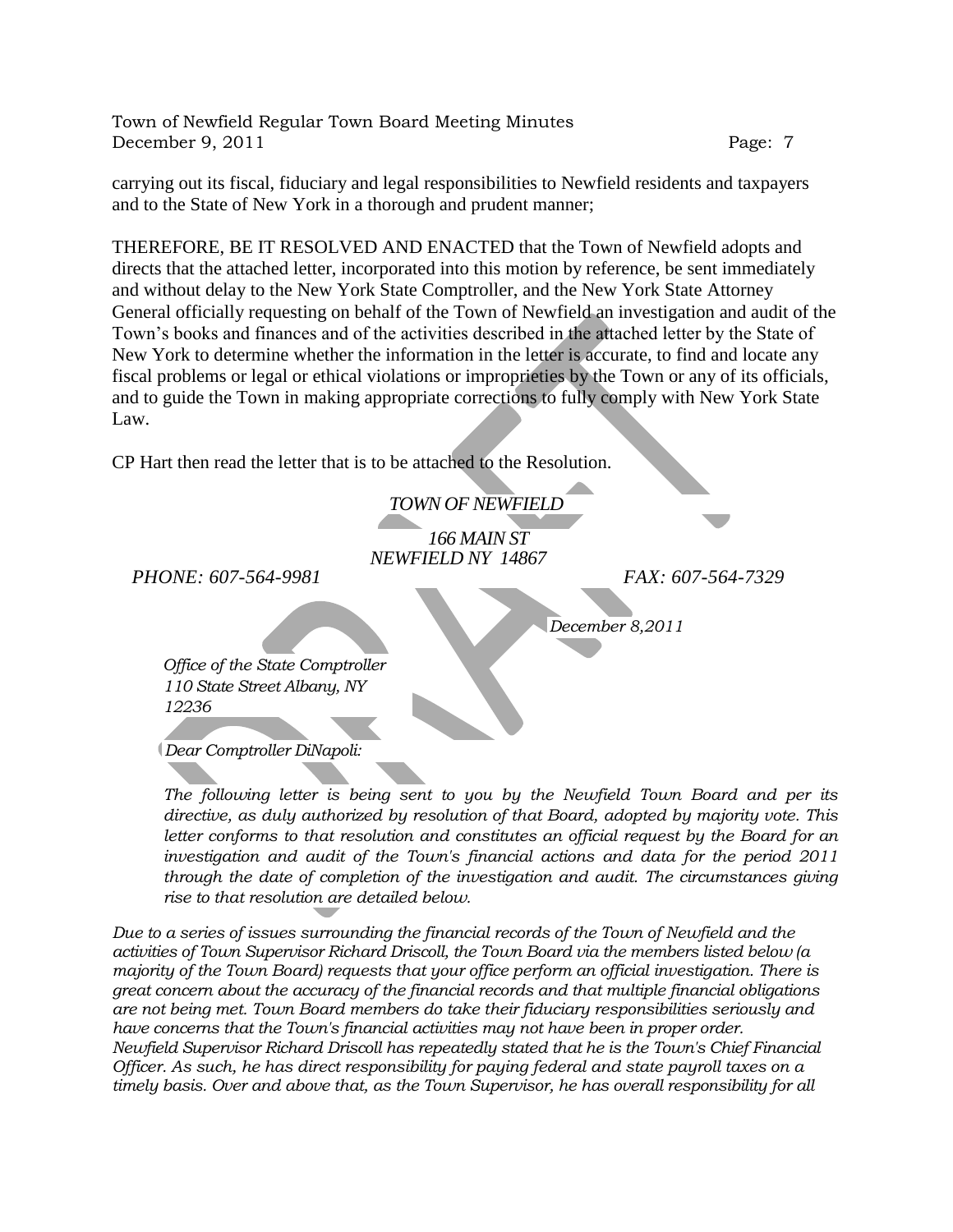carrying out its fiscal, fiduciary and legal responsibilities to Newfield residents and taxpayers and to the State of New York in a thorough and prudent manner;

THEREFORE, BE IT RESOLVED AND ENACTED that the Town of Newfield adopts and directs that the attached letter, incorporated into this motion by reference, be sent immediately and without delay to the New York State Comptroller, and the New York State Attorney General officially requesting on behalf of the Town of Newfield an investigation and audit of the Town's books and finances and of the activities described in the attached letter by the State of New York to determine whether the information in the letter is accurate, to find and locate any fiscal problems or legal or ethical violations or improprieties by the Town or any of its officials, and to guide the Town in making appropriate corrections to fully comply with New York State Law.

CP Hart then read the letter that is to be attached to the Resolution.

*TOWN OF NEWFIELD*

*166 MAIN ST*
*NEWFIELD NY 14867*

*PHONE: 607-564-9981* *FAX: 607-564-7329*

*December 8,2011*

*Office of the State Comptroller*
*110 State Street Albany, NY*
*12236*

*Dear Comptroller DiNapoli:*

*The following letter is being sent to you by the Newfield Town Board and per its directive, as duly authorized by resolution of that Board, adopted by majority vote. This letter conforms to that resolution and constitutes an official request by the Board for an investigation and audit of the Town's financial actions and data for the period 2011 through the date of completion of the investigation and audit. The circumstances giving rise to that resolution are detailed below.*

*Due to a series of issues surrounding the financial records of the Town of Newfield and the activities of Town Supervisor Richard Driscoll, the Town Board via the members listed below (a majority of the Town Board) requests that your office perform an official investigation. There is great concern about the accuracy of the financial records and that multiple financial obligations are not being met. Town Board members do take their fiduciary responsibilities seriously and have concerns that the Town's financial activities may not have been in proper order.*
*Newfield Supervisor Richard Driscoll has repeatedly stated that he is the Town's Chief Financial Officer. As such, he has direct responsibility for paying federal and state payroll taxes on a timely basis. Over and above that, as the Town Supervisor, he has overall responsibility for all*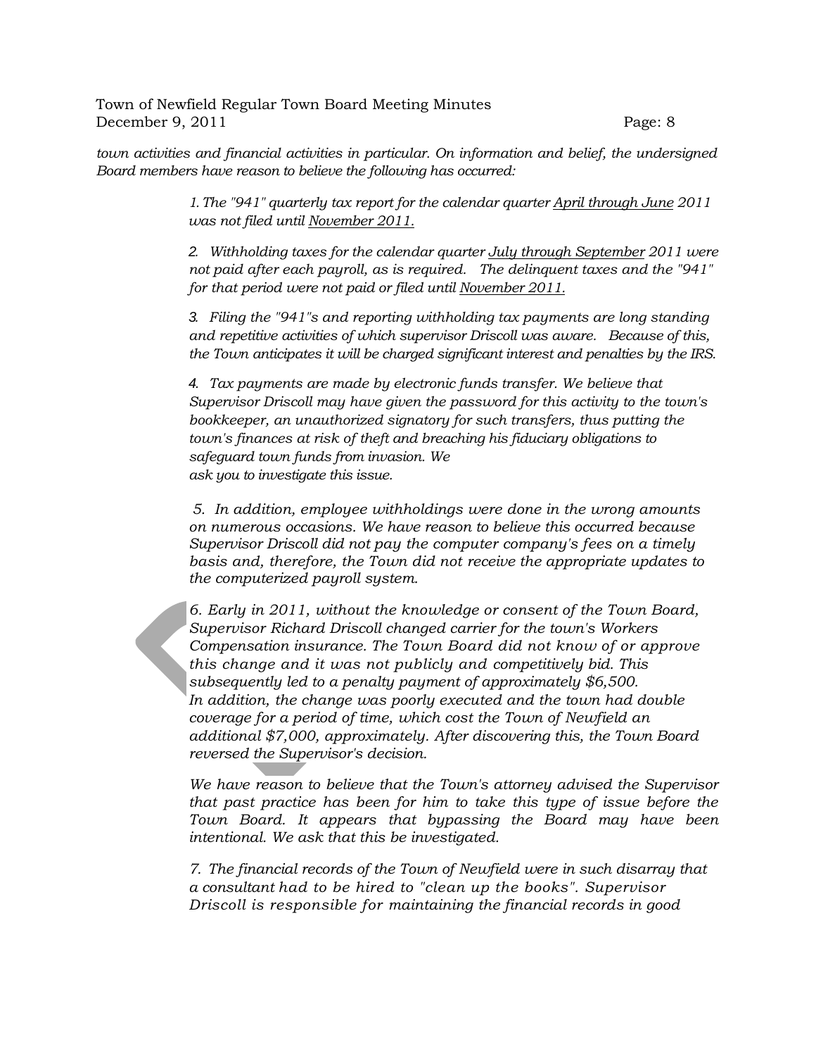*town activities and financial activities in particular. On information and belief, the undersigned Board members have reason to believe the following has occurred:*

> *1. The "941" quarterly tax report for the calendar quarter <u>April through June</u> 2011 was not filed until <u>November 2011.</u>*
>
> *2. Withholding taxes for the calendar quarter <u>July through September</u> 2011 were not paid after each payroll, as is required. The delinquent taxes and the "941" for that period were not paid or filed until <u>November 2011.</u>*
>
> *3. Filing the "941"s and reporting withholding tax payments are long standing and repetitive activities of which supervisor Driscoll was aware. Because of this, the Town anticipates it will be charged significant interest and penalties by the IRS.*
>
> *4. Tax payments are made by electronic funds transfer. We believe that Supervisor Driscoll may have given the password for this activity to the town's bookkeeper, an unauthorized signatory for such transfers, thus putting the town's finances at risk of theft and breaching his fiduciary obligations to safeguard town funds from invasion. We ask you to investigate this issue.*
>
> *5. In addition, employee withholdings were done in the wrong amounts on numerous occasions. We have reason to believe this occurred because Supervisor Driscoll did not pay the computer company's fees on a timely basis and, therefore, the Town did not receive the appropriate updates to the computerized payroll system.*
>
> *6. Early in 2011, without the knowledge or consent of the Town Board, Supervisor Richard Driscoll changed carrier for the town's Workers Compensation insurance. The Town Board did not know of or approve this change and it was not publicly and competitively bid. This subsequently led to a penalty payment of approximately $6,500. In addition, the change was poorly executed and the town had double coverage for a period of time, which cost the Town of Newfield an additional $7,000, approximately. After discovering this, the Town Board reversed the Supervisor's decision.*
>
> *We have reason to believe that the Town's attorney advised the Supervisor that past practice has been for him to take this type of issue before the Town Board. It appears that bypassing the Board may have been intentional. We ask that this be investigated.*
>
> *7. The financial records of the Town of Newfield were in such disarray that a consultant had to be hired to "clean up the books". Supervisor Driscoll is responsible for maintaining the financial records in good*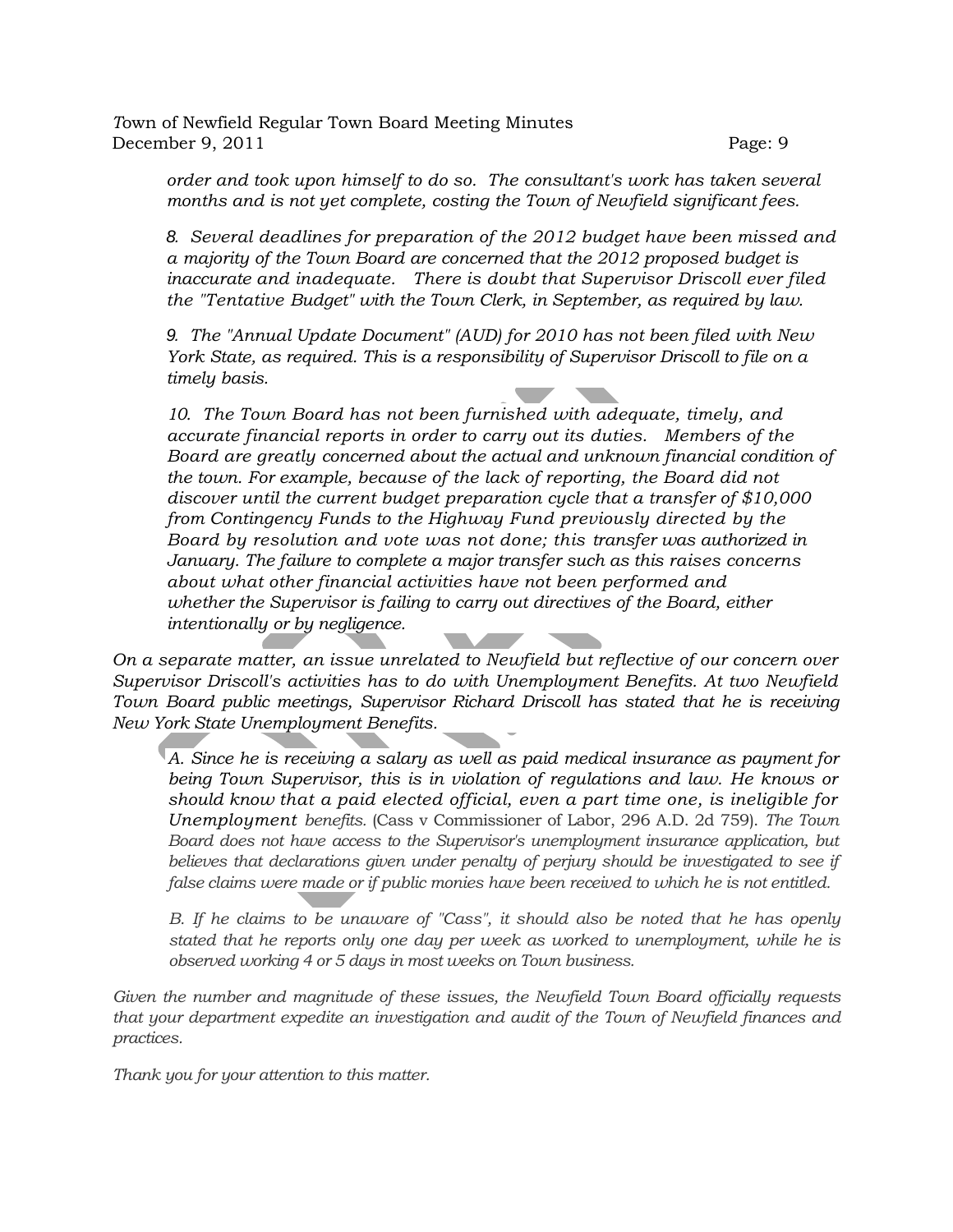*order and took upon himself to do so. The consultant's work has taken several months and is not yet complete, costing the Town of Newfield significant fees.*

*8. Several deadlines for preparation of the 2012 budget have been missed and a majority of the Town Board are concerned that the 2012 proposed budget is inaccurate and inadequate. There is doubt that Supervisor Driscoll ever filed the "Tentative Budget" with the Town Clerk, in September, as required by law.*

*9. The "Annual Update Document" (AUD) for 2010 has not been filed with New York State, as required. This is a responsibility of Supervisor Driscoll to file on a timely basis.*

*10. The Town Board has not been furnished with adequate, timely, and accurate financial reports in order to carry out its duties. Members of the Board are greatly concerned about the actual and unknown financial condition of the town. For example, because of the lack of reporting, the Board did not discover until the current budget preparation cycle that a transfer of $10,000 from Contingency Funds to the Highway Fund previously directed by the Board by resolution and vote was not done; this transfer was authorized in January. The failure to complete a major transfer such as this raises concerns about what other financial activities have not been performed and whether the Supervisor is failing to carry out directives of the Board, either intentionally or by negligence.*

*On a separate matter, an issue unrelated to Newfield but reflective of our concern over Supervisor Driscoll's activities has to do with Unemployment Benefits. At two Newfield Town Board public meetings, Supervisor Richard Driscoll has stated that he is receiving New York State Unemployment Benefits.*

*A. Since he is receiving a salary as well as paid medical insurance as payment for being Town Supervisor, this is in violation of regulations and law. He knows or should know that a paid elected official, even a part time one, is ineligible for Unemployment benefits.* (Cass v Commissioner of Labor, 296 A.D. 2d 759). *The Town Board does not have access to the Supervisor's unemployment insurance application, but believes that declarations given under penalty of perjury should be investigated to see if false claims were made or if public monies have been received to which he is not entitled.*

*B. If he claims to be unaware of "Cass", it should also be noted that he has openly stated that he reports only one day per week as worked to unemployment, while he is observed working 4 or 5 days in most weeks on Town business.*

*Given the number and magnitude of these issues, the Newfield Town Board officially requests that your department expedite an investigation and audit of the Town of Newfield finances and practices.*

*Thank you for your attention to this matter.*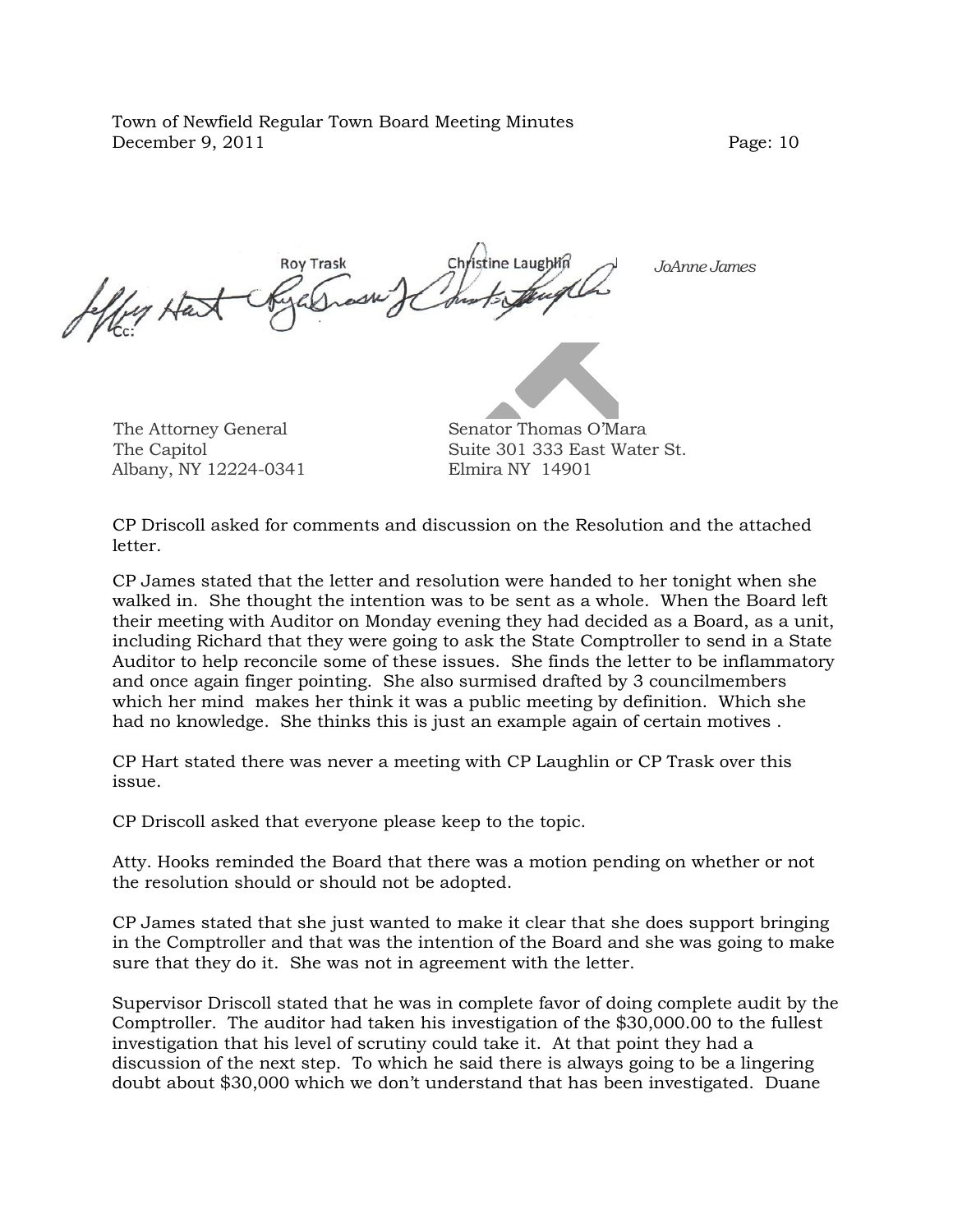Roy Trask Christine Laughlin *JoAnne James*

Cc:

The Attorney General
The Capitol
Albany, NY 12224-0341

Senator Thomas O'Mara
Suite 301 333 East Water St.
Elmira NY 14901

CP Driscoll asked for comments and discussion on the Resolution and the attached letter.

CP James stated that the letter and resolution were handed to her tonight when she walked in. She thought the intention was to be sent as a whole. When the Board left their meeting with Auditor on Monday evening they had decided as a Board, as a unit, including Richard that they were going to ask the State Comptroller to send in a State Auditor to help reconcile some of these issues. She finds the letter to be inflammatory and once again finger pointing. She also surmised drafted by 3 councilmembers which her mind makes her think it was a public meeting by definition. Which she had no knowledge. She thinks this is just an example again of certain motives .

CP Hart stated there was never a meeting with CP Laughlin or CP Trask over this issue.

CP Driscoll asked that everyone please keep to the topic.

Atty. Hooks reminded the Board that there was a motion pending on whether or not the resolution should or should not be adopted.

CP James stated that she just wanted to make it clear that she does support bringing in the Comptroller and that was the intention of the Board and she was going to make sure that they do it. She was not in agreement with the letter.

Supervisor Driscoll stated that he was in complete favor of doing complete audit by the Comptroller. The auditor had taken his investigation of the $30,000.00 to the fullest investigation that his level of scrutiny could take it. At that point they had a discussion of the next step. To which he said there is always going to be a lingering doubt about $30,000 which we don't understand that has been investigated. Duane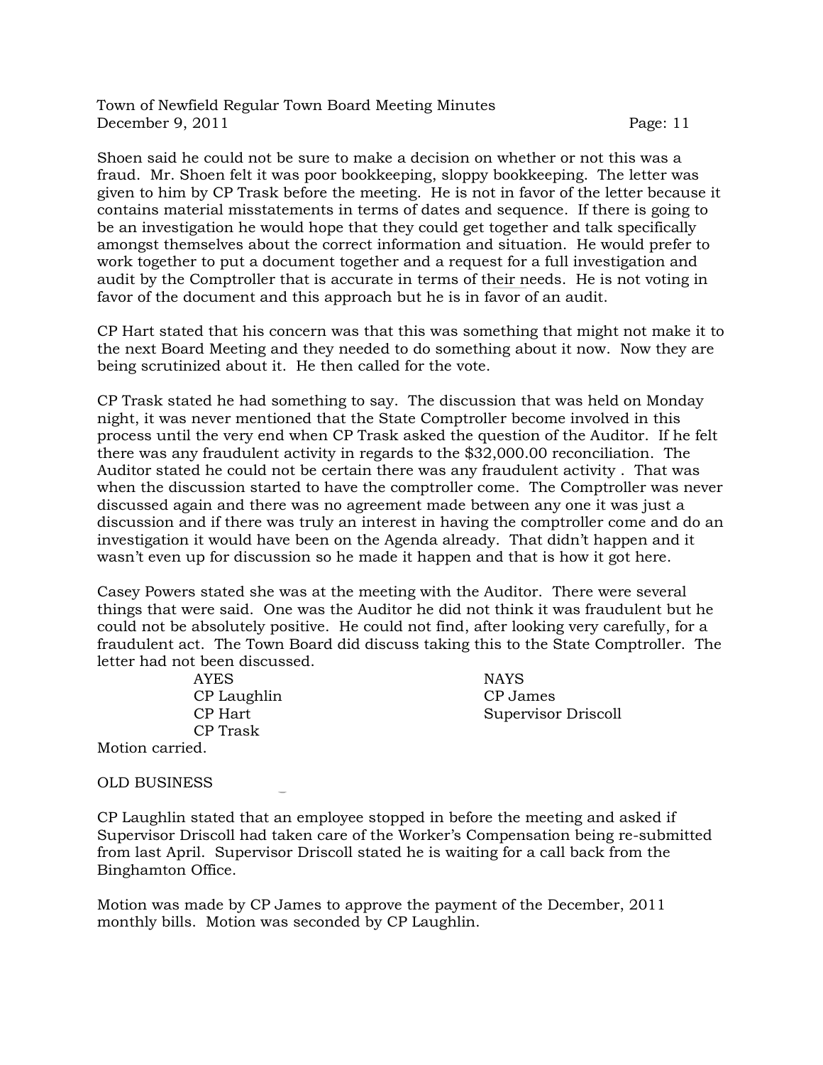Shoen said he could not be sure to make a decision on whether or not this was a fraud. Mr. Shoen felt it was poor bookkeeping, sloppy bookkeeping. The letter was given to him by CP Trask before the meeting. He is not in favor of the letter because it contains material misstatements in terms of dates and sequence. If there is going to be an investigation he would hope that they could get together and talk specifically amongst themselves about the correct information and situation. He would prefer to work together to put a document together and a request for a full investigation and audit by the Comptroller that is accurate in terms of their needs. He is not voting in favor of the document and this approach but he is in favor of an audit.

CP Hart stated that his concern was that this was something that might not make it to the next Board Meeting and they needed to do something about it now. Now they are being scrutinized about it. He then called for the vote.

CP Trask stated he had something to say. The discussion that was held on Monday night, it was never mentioned that the State Comptroller become involved in this process until the very end when CP Trask asked the question of the Auditor. If he felt there was any fraudulent activity in regards to the $32,000.00 reconciliation. The Auditor stated he could not be certain there was any fraudulent activity . That was when the discussion started to have the comptroller come. The Comptroller was never discussed again and there was no agreement made between any one it was just a discussion and if there was truly an interest in having the comptroller come and do an investigation it would have been on the Agenda already. That didn't happen and it wasn't even up for discussion so he made it happen and that is how it got here.

Casey Powers stated she was at the meeting with the Auditor. There were several things that were said. One was the Auditor he did not think it was fraudulent but he could not be absolutely positive. He could not find, after looking very carefully, for a fraudulent act. The Town Board did discuss taking this to the State Comptroller. The letter had not been discussed.

| AYES | NAYS |
|---|---|
| CP Laughlin | CP James |
| CP Hart | Supervisor Driscoll |
| CP Trask | |

Motion carried.

OLD BUSINESS

CP Laughlin stated that an employee stopped in before the meeting and asked if Supervisor Driscoll had taken care of the Worker's Compensation being re-submitted from last April. Supervisor Driscoll stated he is waiting for a call back from the Binghamton Office.

Motion was made by CP James to approve the payment of the December, 2011 monthly bills. Motion was seconded by CP Laughlin.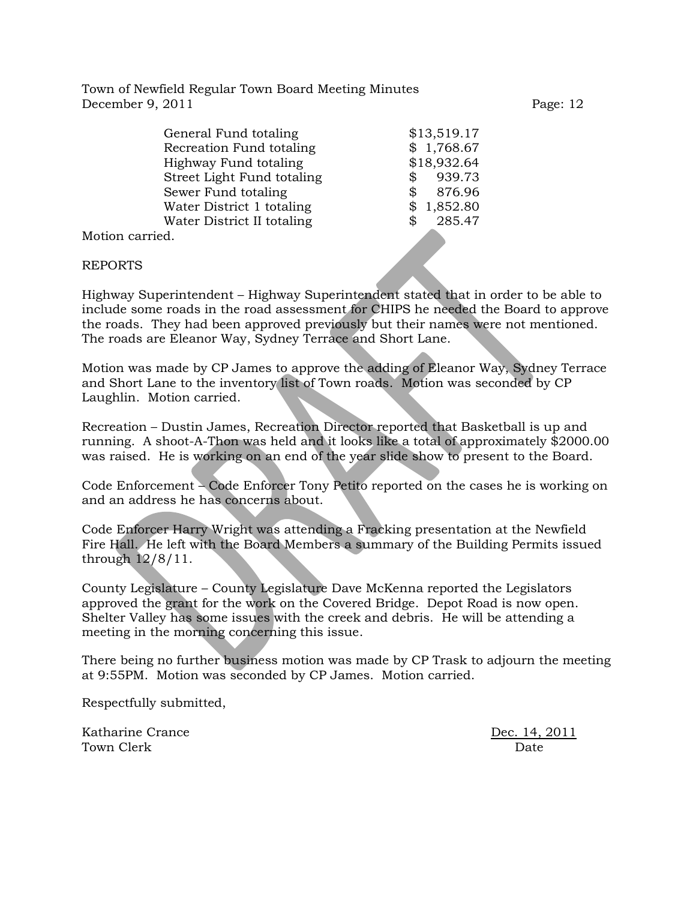| | |
|---|---|
| General Fund totaling | $13,519.17 |
| Recreation Fund totaling | $ 1,768.67 |
| Highway Fund totaling | $18,932.64 |
| Street Light Fund totaling | $ 939.73 |
| Sewer Fund totaling | $ 876.96 |
| Water District 1 totaling | $ 1,852.80 |
| Water District II totaling | $ 285.47 |

Motion carried.

REPORTS

Highway Superintendent – Highway Superintendent stated that in order to be able to include some roads in the road assessment for CHIPS he needed the Board to approve the roads. They had been approved previously but their names were not mentioned. The roads are Eleanor Way, Sydney Terrace and Short Lane.

Motion was made by CP James to approve the adding of Eleanor Way, Sydney Terrace and Short Lane to the inventory list of Town roads. Motion was seconded by CP Laughlin. Motion carried.

Recreation – Dustin James, Recreation Director reported that Basketball is up and running. A shoot-A-Thon was held and it looks like a total of approximately $2000.00 was raised. He is working on an end of the year slide show to present to the Board.

Code Enforcement – Code Enforcer Tony Petito reported on the cases he is working on and an address he has concerns about.

Code Enforcer Harry Wright was attending a Fracking presentation at the Newfield Fire Hall. He left with the Board Members a summary of the Building Permits issued through 12/8/11.

County Legislature – County Legislature Dave McKenna reported the Legislators approved the grant for the work on the Covered Bridge. Depot Road is now open. Shelter Valley has some issues with the creek and debris. He will be attending a meeting in the morning concerning this issue.

There being no further business motion was made by CP Trask to adjourn the meeting at 9:55PM. Motion was seconded by CP James. Motion carried.

Respectfully submitted,

Katharine Crance
Town Clerk

Dec. 14, 2011
Date

DRAFT